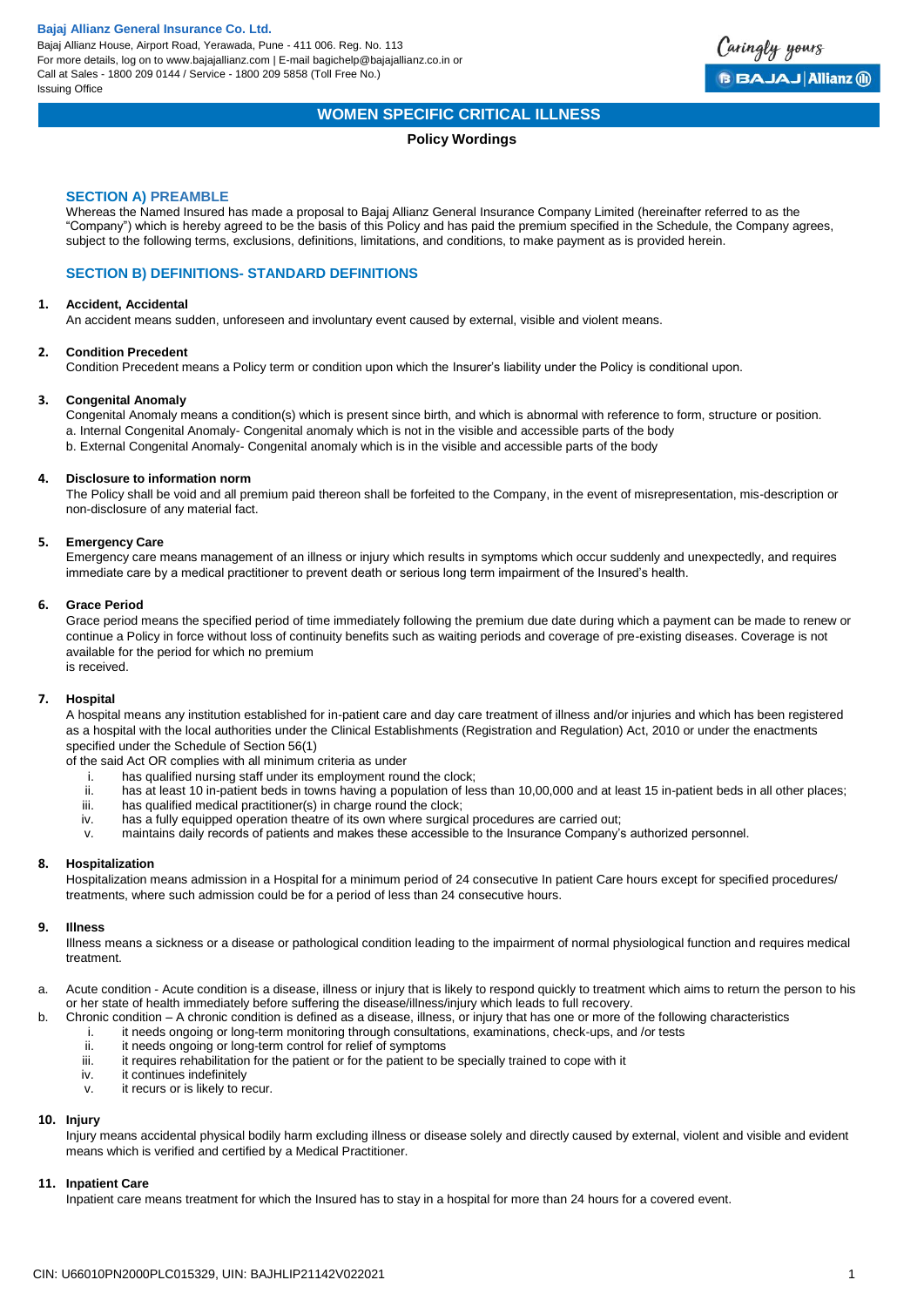**Bajaj Allianz General Insurance Co. Ltd.**
Bajaj Allianz House, Airport Road, Yerawada, Pune - 411 006. Reg. No. 113
For more details, log on to www.bajajallianz.com | E-mail bagichelp@bajajallianz.co.in or
Call at Sales - 1800 209 0144 / Service - 1800 209 5858 (Toll Free No.)
Issuing Office

# WOMEN SPECIFIC CRITICAL ILLNESS

**Policy Wordings**

## SECTION A) PREAMBLE

Whereas the Named Insured has made a proposal to Bajaj Allianz General Insurance Company Limited (hereinafter referred to as the "Company") which is hereby agreed to be the basis of this Policy and has paid the premium specified in the Schedule, the Company agrees, subject to the following terms, exclusions, definitions, limitations, and conditions, to make payment as is provided herein.

## SECTION B) DEFINITIONS- STANDARD DEFINITIONS

**1. Accident, Accidental**

An accident means sudden, unforeseen and involuntary event caused by external, visible and violent means.

**2. Condition Precedent**

Condition Precedent means a Policy term or condition upon which the Insurer's liability under the Policy is conditional upon.

**3. Congenital Anomaly**

Congenital Anomaly means a condition(s) which is present since birth, and which is abnormal with reference to form, structure or position.
a. Internal Congenital Anomaly- Congenital anomaly which is not in the visible and accessible parts of the body
b. External Congenital Anomaly- Congenital anomaly which is in the visible and accessible parts of the body

**4. Disclosure to information norm**

The Policy shall be void and all premium paid thereon shall be forfeited to the Company, in the event of misrepresentation, mis-description or non-disclosure of any material fact.

**5. Emergency Care**

Emergency care means management of an illness or injury which results in symptoms which occur suddenly and unexpectedly, and requires immediate care by a medical practitioner to prevent death or serious long term impairment of the Insured's health.

**6. Grace Period**

Grace period means the specified period of time immediately following the premium due date during which a payment can be made to renew or continue a Policy in force without loss of continuity benefits such as waiting periods and coverage of pre-existing diseases. Coverage is not available for the period for which no premium is received.

**7. Hospital**

A hospital means any institution established for in-patient care and day care treatment of illness and/or injuries and which has been registered as a hospital with the local authorities under the Clinical Establishments (Registration and Regulation) Act, 2010 or under the enactments specified under the Schedule of Section 56(1) of the said Act OR complies with all minimum criteria as under

i. has qualified nursing staff under its employment round the clock;
ii. has at least 10 in-patient beds in towns having a population of less than 10,00,000 and at least 15 in-patient beds in all other places;
iii. has qualified medical practitioner(s) in charge round the clock;
iv. has a fully equipped operation theatre of its own where surgical procedures are carried out;
v. maintains daily records of patients and makes these accessible to the Insurance Company's authorized personnel.

**8. Hospitalization**

Hospitalization means admission in a Hospital for a minimum period of 24 consecutive In patient Care hours except for specified procedures/ treatments, where such admission could be for a period of less than 24 consecutive hours.

**9. Illness**

Illness means a sickness or a disease or pathological condition leading to the impairment of normal physiological function and requires medical treatment.

a. Acute condition - Acute condition is a disease, illness or injury that is likely to respond quickly to treatment which aims to return the person to his or her state of health immediately before suffering the disease/illness/injury which leads to full recovery.
b. Chronic condition – A chronic condition is defined as a disease, illness, or injury that has one or more of the following characteristics
   i. it needs ongoing or long-term monitoring through consultations, examinations, check-ups, and /or tests
   ii. it needs ongoing or long-term control for relief of symptoms
   iii. it requires rehabilitation for the patient or for the patient to be specially trained to cope with it
   iv. it continues indefinitely
   v. it recurs or is likely to recur.

**10. Injury**

Injury means accidental physical bodily harm excluding illness or disease solely and directly caused by external, violent and visible and evident means which is verified and certified by a Medical Practitioner.

**11. Inpatient Care**

Inpatient care means treatment for which the Insured has to stay in a hospital for more than 24 hours for a covered event.

CIN: U66010PN2000PLC015329, UIN: BAJHLIP21142V022021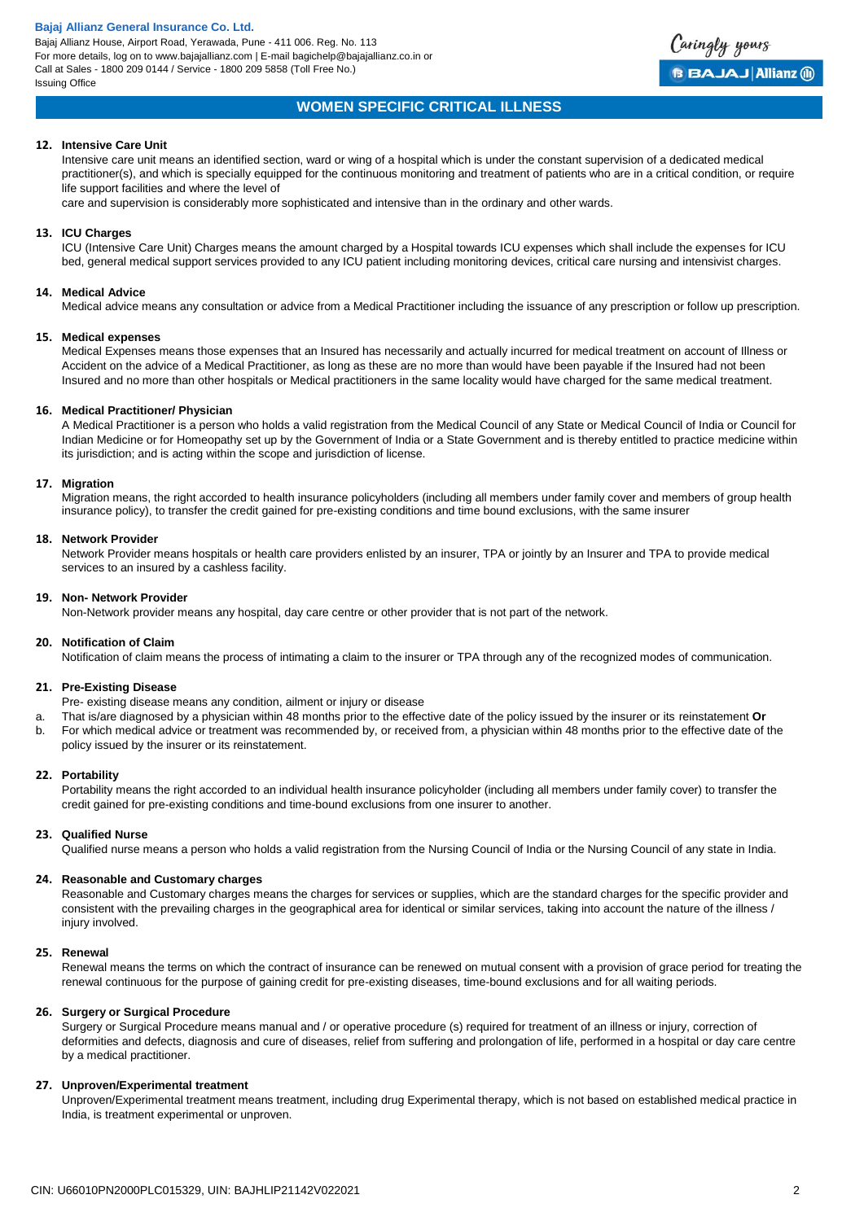## WOMEN SPECIFIC CRITICAL ILLNESS

**12. Intensive Care Unit**

Intensive care unit means an identified section, ward or wing of a hospital which is under the constant supervision of a dedicated medical practitioner(s), and which is specially equipped for the continuous monitoring and treatment of patients who are in a critical condition, or require life support facilities and where the level of

care and supervision is considerably more sophisticated and intensive than in the ordinary and other wards.

**13. ICU Charges**

ICU (Intensive Care Unit) Charges means the amount charged by a Hospital towards ICU expenses which shall include the expenses for ICU bed, general medical support services provided to any ICU patient including monitoring devices, critical care nursing and intensivist charges.

**14. Medical Advice**

Medical advice means any consultation or advice from a Medical Practitioner including the issuance of any prescription or follow up prescription.

**15. Medical expenses**

Medical Expenses means those expenses that an Insured has necessarily and actually incurred for medical treatment on account of Illness or Accident on the advice of a Medical Practitioner, as long as these are no more than would have been payable if the Insured had not been Insured and no more than other hospitals or Medical practitioners in the same locality would have charged for the same medical treatment.

**16. Medical Practitioner/ Physician**

A Medical Practitioner is a person who holds a valid registration from the Medical Council of any State or Medical Council of India or Council for Indian Medicine or for Homeopathy set up by the Government of India or a State Government and is thereby entitled to practice medicine within its jurisdiction; and is acting within the scope and jurisdiction of license.

**17. Migration**

Migration means, the right accorded to health insurance policyholders (including all members under family cover and members of group health insurance policy), to transfer the credit gained for pre-existing conditions and time bound exclusions, with the same insurer

**18. Network Provider**

Network Provider means hospitals or health care providers enlisted by an insurer, TPA or jointly by an Insurer and TPA to provide medical services to an insured by a cashless facility.

**19. Non- Network Provider**

Non-Network provider means any hospital, day care centre or other provider that is not part of the network.

**20. Notification of Claim**

Notification of claim means the process of intimating a claim to the insurer or TPA through any of the recognized modes of communication.

**21. Pre-Existing Disease**

Pre- existing disease means any condition, ailment or injury or disease

a. That is/are diagnosed by a physician within 48 months prior to the effective date of the policy issued by the insurer or its reinstatement **Or**
b. For which medical advice or treatment was recommended by, or received from, a physician within 48 months prior to the effective date of the policy issued by the insurer or its reinstatement.

**22. Portability**

Portability means the right accorded to an individual health insurance policyholder (including all members under family cover) to transfer the credit gained for pre-existing conditions and time-bound exclusions from one insurer to another.

**23. Qualified Nurse**

Qualified nurse means a person who holds a valid registration from the Nursing Council of India or the Nursing Council of any state in India.

**24. Reasonable and Customary charges**

Reasonable and Customary charges means the charges for services or supplies, which are the standard charges for the specific provider and consistent with the prevailing charges in the geographical area for identical or similar services, taking into account the nature of the illness / injury involved.

**25. Renewal**

Renewal means the terms on which the contract of insurance can be renewed on mutual consent with a provision of grace period for treating the renewal continuous for the purpose of gaining credit for pre-existing diseases, time-bound exclusions and for all waiting periods.

**26. Surgery or Surgical Procedure**

Surgery or Surgical Procedure means manual and / or operative procedure (s) required for treatment of an illness or injury, correction of deformities and defects, diagnosis and cure of diseases, relief from suffering and prolongation of life, performed in a hospital or day care centre by a medical practitioner.

**27. Unproven/Experimental treatment**

Unproven/Experimental treatment means treatment, including drug Experimental therapy, which is not based on established medical practice in India, is treatment experimental or unproven.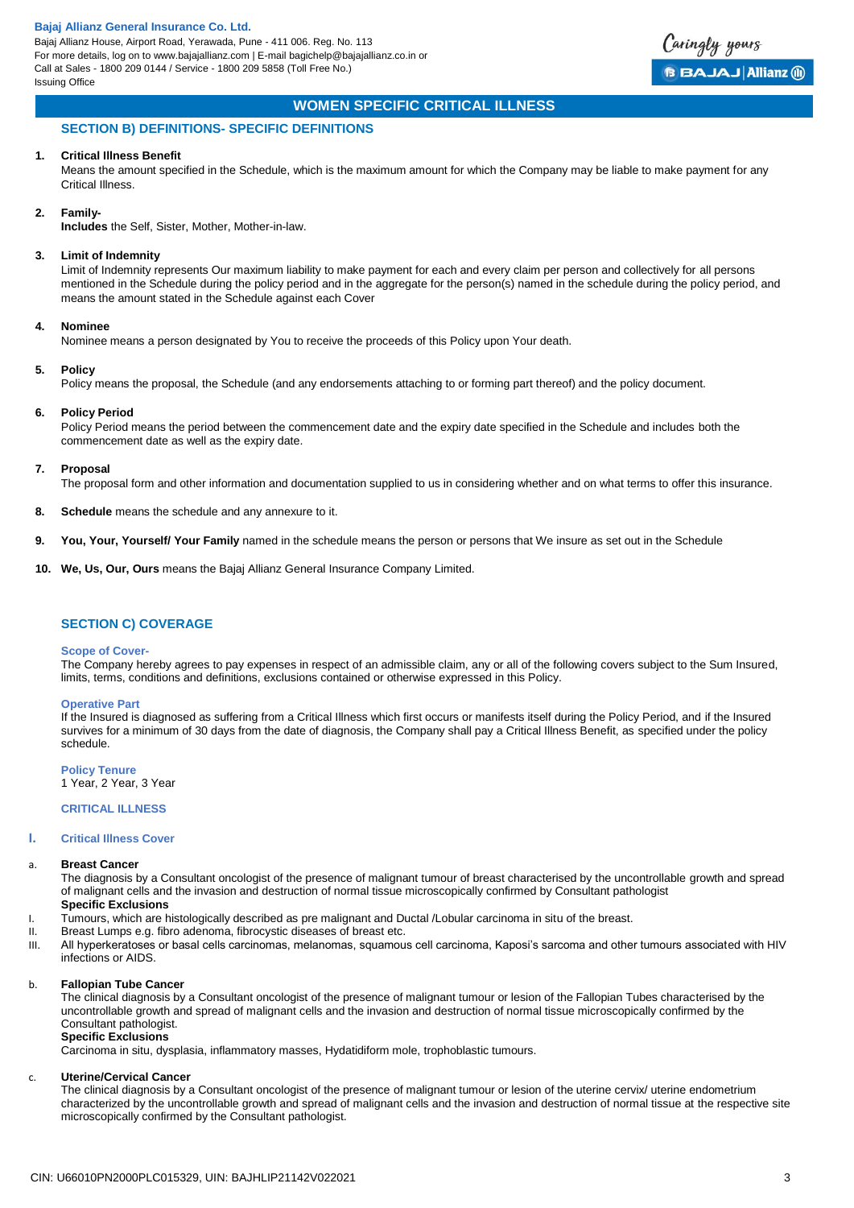# WOMEN SPECIFIC CRITICAL ILLNESS

## SECTION B) DEFINITIONS- SPECIFIC DEFINITIONS

1. **Critical Illness Benefit**
   Means the amount specified in the Schedule, which is the maximum amount for which the Company may be liable to make payment for any Critical Illness.

2. **Family-**
   **Includes** the Self, Sister, Mother, Mother-in-law.

3. **Limit of Indemnity**
   Limit of Indemnity represents Our maximum liability to make payment for each and every claim per person and collectively for all persons mentioned in the Schedule during the policy period and in the aggregate for the person(s) named in the schedule during the policy period, and means the amount stated in the Schedule against each Cover

4. **Nominee**
   Nominee means a person designated by You to receive the proceeds of this Policy upon Your death.

5. **Policy**
   Policy means the proposal, the Schedule (and any endorsements attaching to or forming part thereof) and the policy document.

6. **Policy Period**
   Policy Period means the period between the commencement date and the expiry date specified in the Schedule and includes both the commencement date as well as the expiry date.

7. **Proposal**
   The proposal form and other information and documentation supplied to us in considering whether and on what terms to offer this insurance.

8. **Schedule** means the schedule and any annexure to it.

9. **You, Your, Yourself/ Your Family** named in the schedule means the person or persons that We insure as set out in the Schedule

10. **We, Us, Our, Ours** means the Bajaj Allianz General Insurance Company Limited.

## SECTION C) COVERAGE

### Scope of Cover-

The Company hereby agrees to pay expenses in respect of an admissible claim, any or all of the following covers subject to the Sum Insured, limits, terms, conditions and definitions, exclusions contained or otherwise expressed in this Policy.

### Operative Part

If the Insured is diagnosed as suffering from a Critical Illness which first occurs or manifests itself during the Policy Period, and if the Insured survives for a minimum of 30 days from the date of diagnosis, the Company shall pay a Critical Illness Benefit, as specified under the policy schedule.

### Policy Tenure

1 Year, 2 Year, 3 Year

### CRITICAL ILLNESS

### I. Critical Illness Cover

a. **Breast Cancer**
   The diagnosis by a Consultant oncologist of the presence of malignant tumour of breast characterised by the uncontrollable growth and spread of malignant cells and the invasion and destruction of normal tissue microscopically confirmed by Consultant pathologist
   **Specific Exclusions**
   I. Tumours, which are histologically described as pre malignant and Ductal /Lobular carcinoma in situ of the breast.
   II. Breast Lumps e.g. fibro adenoma, fibrocystic diseases of breast etc.
   III. All hyperkeratoses or basal cells carcinomas, melanomas, squamous cell carcinoma, Kaposi's sarcoma and other tumours associated with HIV infections or AIDS.

b. **Fallopian Tube Cancer**
   The clinical diagnosis by a Consultant oncologist of the presence of malignant tumour or lesion of the Fallopian Tubes characterised by the uncontrollable growth and spread of malignant cells and the invasion and destruction of normal tissue microscopically confirmed by the Consultant pathologist.
   **Specific Exclusions**
   Carcinoma in situ, dysplasia, inflammatory masses, Hydatidiform mole, trophoblastic tumours.

c. **Uterine/Cervical Cancer**
   The clinical diagnosis by a Consultant oncologist of the presence of malignant tumour or lesion of the uterine cervix/ uterine endometrium characterized by the uncontrollable growth and spread of malignant cells and the invasion and destruction of normal tissue at the respective site microscopically confirmed by the Consultant pathologist.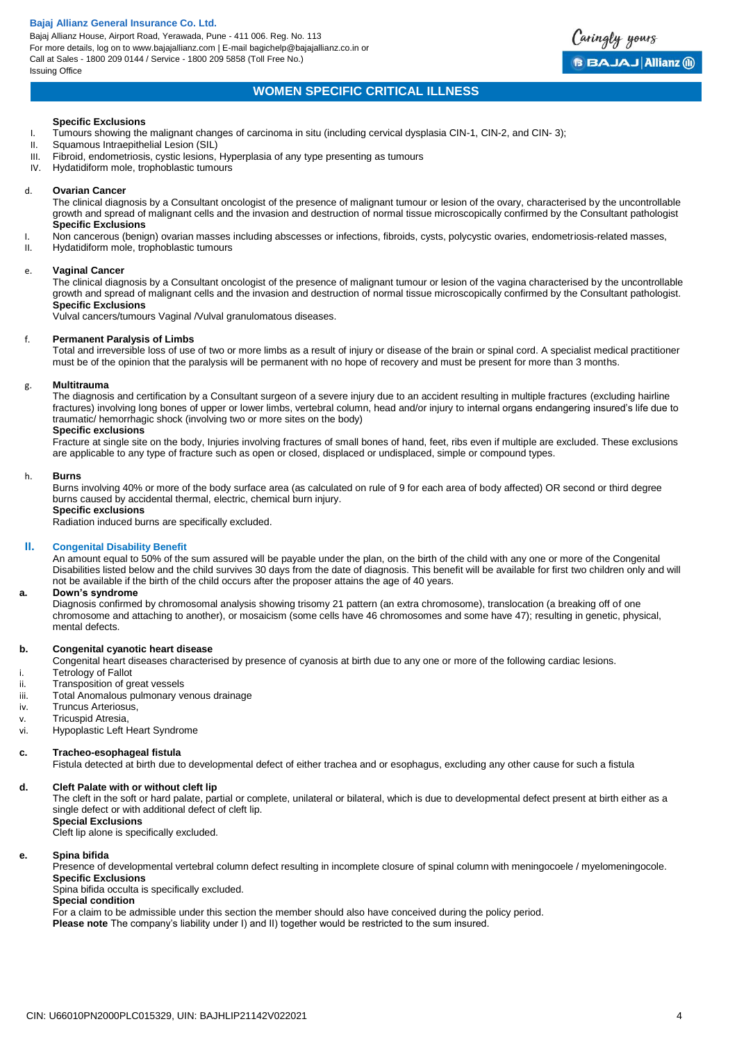## WOMEN SPECIFIC CRITICAL ILLNESS

**Specific Exclusions**

I. Tumours showing the malignant changes of carcinoma in situ (including cervical dysplasia CIN-1, CIN-2, and CIN- 3);
II. Squamous Intraepithelial Lesion (SIL)
III. Fibroid, endometriosis, cystic lesions, Hyperplasia of any type presenting as tumours
IV. Hydatidiform mole, trophoblastic tumours

d. **Ovarian Cancer**

The clinical diagnosis by a Consultant oncologist of the presence of malignant tumour or lesion of the ovary, characterised by the uncontrollable growth and spread of malignant cells and the invasion and destruction of normal tissue microscopically confirmed by the Consultant pathologist

**Specific Exclusions**

I. Non cancerous (benign) ovarian masses including abscesses or infections, fibroids, cysts, polycystic ovaries, endometriosis-related masses,
II. Hydatidiform mole, trophoblastic tumours

e. **Vaginal Cancer**

The clinical diagnosis by a Consultant oncologist of the presence of malignant tumour or lesion of the vagina characterised by the uncontrollable growth and spread of malignant cells and the invasion and destruction of normal tissue microscopically confirmed by the Consultant pathologist.

**Specific Exclusions**

Vulval cancers/tumours Vaginal /Vulval granulomatous diseases.

f. **Permanent Paralysis of Limbs**

Total and irreversible loss of use of two or more limbs as a result of injury or disease of the brain or spinal cord. A specialist medical practitioner must be of the opinion that the paralysis will be permanent with no hope of recovery and must be present for more than 3 months.

g. **Multitrauma**

The diagnosis and certification by a Consultant surgeon of a severe injury due to an accident resulting in multiple fractures (excluding hairline fractures) involving long bones of upper or lower limbs, vertebral column, head and/or injury to internal organs endangering insured's life due to traumatic/ hemorrhagic shock (involving two or more sites on the body)

**Specific exclusions**

Fracture at single site on the body, Injuries involving fractures of small bones of hand, feet, ribs even if multiple are excluded. These exclusions are applicable to any type of fracture such as open or closed, displaced or undisplaced, simple or compound types.

h. **Burns**

Burns involving 40% or more of the body surface area (as calculated on rule of 9 for each area of body affected) OR second or third degree burns caused by accidental thermal, electric, chemical burn injury.

**Specific exclusions**

Radiation induced burns are specifically excluded.

### II. Congenital Disability Benefit

An amount equal to 50% of the sum assured will be payable under the plan, on the birth of the child with any one or more of the Congenital Disabilities listed below and the child survives 30 days from the date of diagnosis. This benefit will be available for first two children only and will not be available if the birth of the child occurs after the proposer attains the age of 40 years.

**a. Down's syndrome**

Diagnosis confirmed by chromosomal analysis showing trisomy 21 pattern (an extra chromosome), translocation (a breaking off of one chromosome and attaching to another), or mosaicism (some cells have 46 chromosomes and some have 47); resulting in genetic, physical, mental defects.

**b. Congenital cyanotic heart disease**

Congenital heart diseases characterised by presence of cyanosis at birth due to any one or more of the following cardiac lesions.

i. Tetrology of Fallot
ii. Transposition of great vessels
iii. Total Anomalous pulmonary venous drainage
iv. Truncus Arteriosus,
v. Tricuspid Atresia,
vi. Hypoplastic Left Heart Syndrome

**c. Tracheo-esophageal fistula**

Fistula detected at birth due to developmental defect of either trachea and or esophagus, excluding any other cause for such a fistula

**d. Cleft Palate with or without cleft lip**

The cleft in the soft or hard palate, partial or complete, unilateral or bilateral, which is due to developmental defect present at birth either as a single defect or with additional defect of cleft lip.

**Special Exclusions**

Cleft lip alone is specifically excluded.

**e. Spina bifida**

Presence of developmental vertebral column defect resulting in incomplete closure of spinal column with meningocoele / myelomeningocole.

**Specific Exclusions**

Spina bifida occulta is specifically excluded.

**Special condition**

For a claim to be admissible under this section the member should also have conceived during the policy period.

**Please note** The company's liability under I) and II) together would be restricted to the sum insured.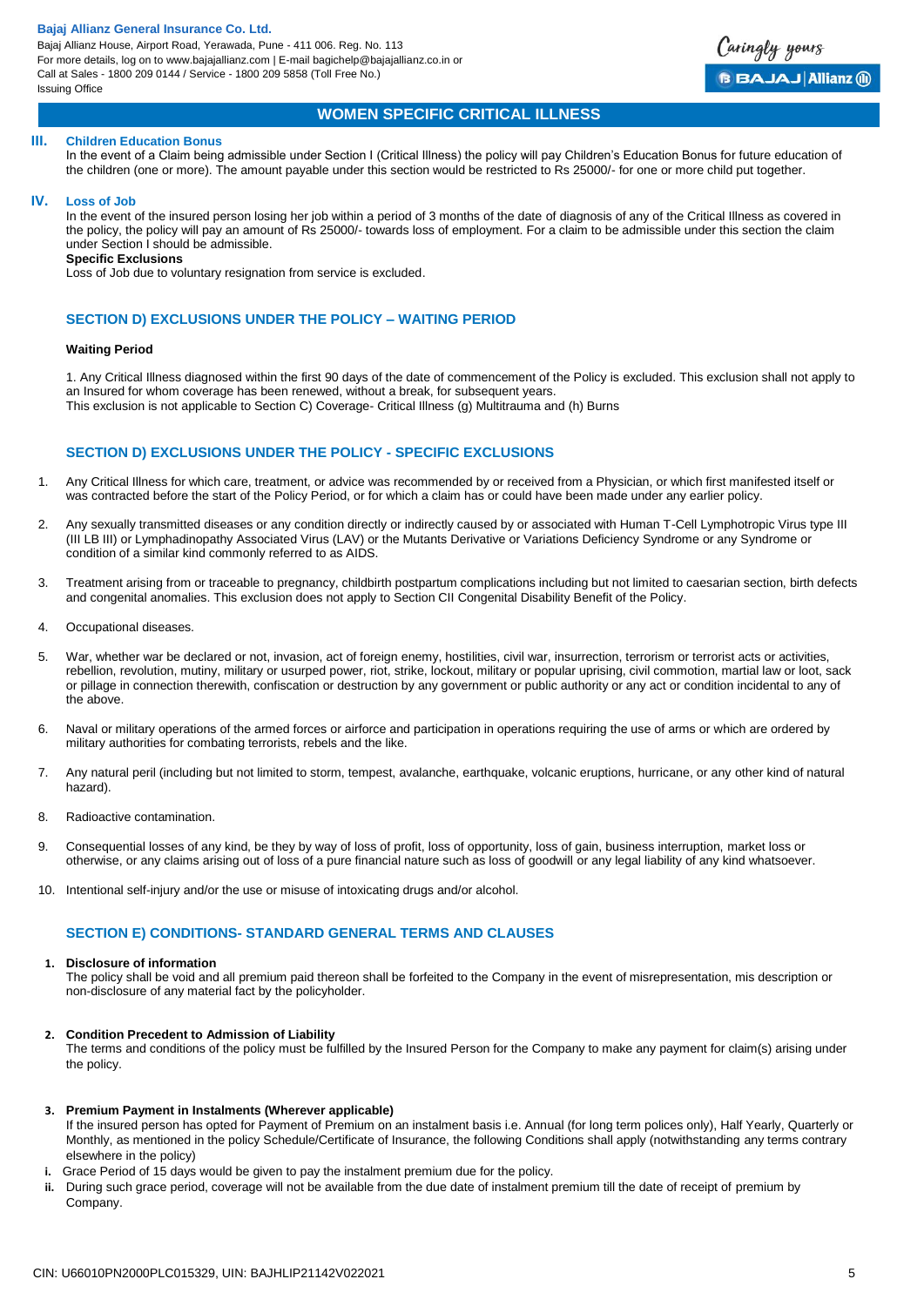## WOMEN SPECIFIC CRITICAL ILLNESS

### III. Children Education Bonus

In the event of a Claim being admissible under Section I (Critical Illness) the policy will pay Children's Education Bonus for future education of the children (one or more). The amount payable under this section would be restricted to Rs 25000/- for one or more child put together.

### IV. Loss of Job

In the event of the insured person losing her job within a period of 3 months of the date of diagnosis of any of the Critical Illness as covered in the policy, the policy will pay an amount of Rs 25000/- towards loss of employment. For a claim to be admissible under this section the claim under Section I should be admissible.

**Specific Exclusions**

Loss of Job due to voluntary resignation from service is excluded.

## SECTION D) EXCLUSIONS UNDER THE POLICY – WAITING PERIOD

**Waiting Period**

1. Any Critical Illness diagnosed within the first 90 days of the date of commencement of the Policy is excluded. This exclusion shall not apply to an Insured for whom coverage has been renewed, without a break, for subsequent years.
This exclusion is not applicable to Section C) Coverage- Critical Illness (g) Multitrauma and (h) Burns

## SECTION D) EXCLUSIONS UNDER THE POLICY - SPECIFIC EXCLUSIONS

1. Any Critical Illness for which care, treatment, or advice was recommended by or received from a Physician, or which first manifested itself or was contracted before the start of the Policy Period, or for which a claim has or could have been made under any earlier policy.
2. Any sexually transmitted diseases or any condition directly or indirectly caused by or associated with Human T-Cell Lymphotropic Virus type III (III LB III) or Lymphadinopathy Associated Virus (LAV) or the Mutants Derivative or Variations Deficiency Syndrome or any Syndrome or condition of a similar kind commonly referred to as AIDS.
3. Treatment arising from or traceable to pregnancy, childbirth postpartum complications including but not limited to caesarian section, birth defects and congenital anomalies. This exclusion does not apply to Section CII Congenital Disability Benefit of the Policy.
4. Occupational diseases.
5. War, whether war be declared or not, invasion, act of foreign enemy, hostilities, civil war, insurrection, terrorism or terrorist acts or activities, rebellion, revolution, mutiny, military or usurped power, riot, strike, lockout, military or popular uprising, civil commotion, martial law or loot, sack or pillage in connection therewith, confiscation or destruction by any government or public authority or any act or condition incidental to any of the above.
6. Naval or military operations of the armed forces or airforce and participation in operations requiring the use of arms or which are ordered by military authorities for combating terrorists, rebels and the like.
7. Any natural peril (including but not limited to storm, tempest, avalanche, earthquake, volcanic eruptions, hurricane, or any other kind of natural hazard).
8. Radioactive contamination.
9. Consequential losses of any kind, be they by way of loss of profit, loss of opportunity, loss of gain, business interruption, market loss or otherwise, or any claims arising out of loss of a pure financial nature such as loss of goodwill or any legal liability of any kind whatsoever.
10. Intentional self-injury and/or the use or misuse of intoxicating drugs and/or alcohol.

## SECTION E) CONDITIONS- STANDARD GENERAL TERMS AND CLAUSES

1. **Disclosure of information**
   The policy shall be void and all premium paid thereon shall be forfeited to the Company in the event of misrepresentation, mis description or non-disclosure of any material fact by the policyholder.

2. **Condition Precedent to Admission of Liability**
   The terms and conditions of the policy must be fulfilled by the Insured Person for the Company to make any payment for claim(s) arising under the policy.

3. **Premium Payment in Instalments (Wherever applicable)**
   If the insured person has opted for Payment of Premium on an instalment basis i.e. Annual (for long term polices only), Half Yearly, Quarterly or Monthly, as mentioned in the policy Schedule/Certificate of Insurance, the following Conditions shall apply (notwithstanding any terms contrary elsewhere in the policy)

   i. Grace Period of 15 days would be given to pay the instalment premium due for the policy.
   ii. During such grace period, coverage will not be available from the due date of instalment premium till the date of receipt of premium by Company.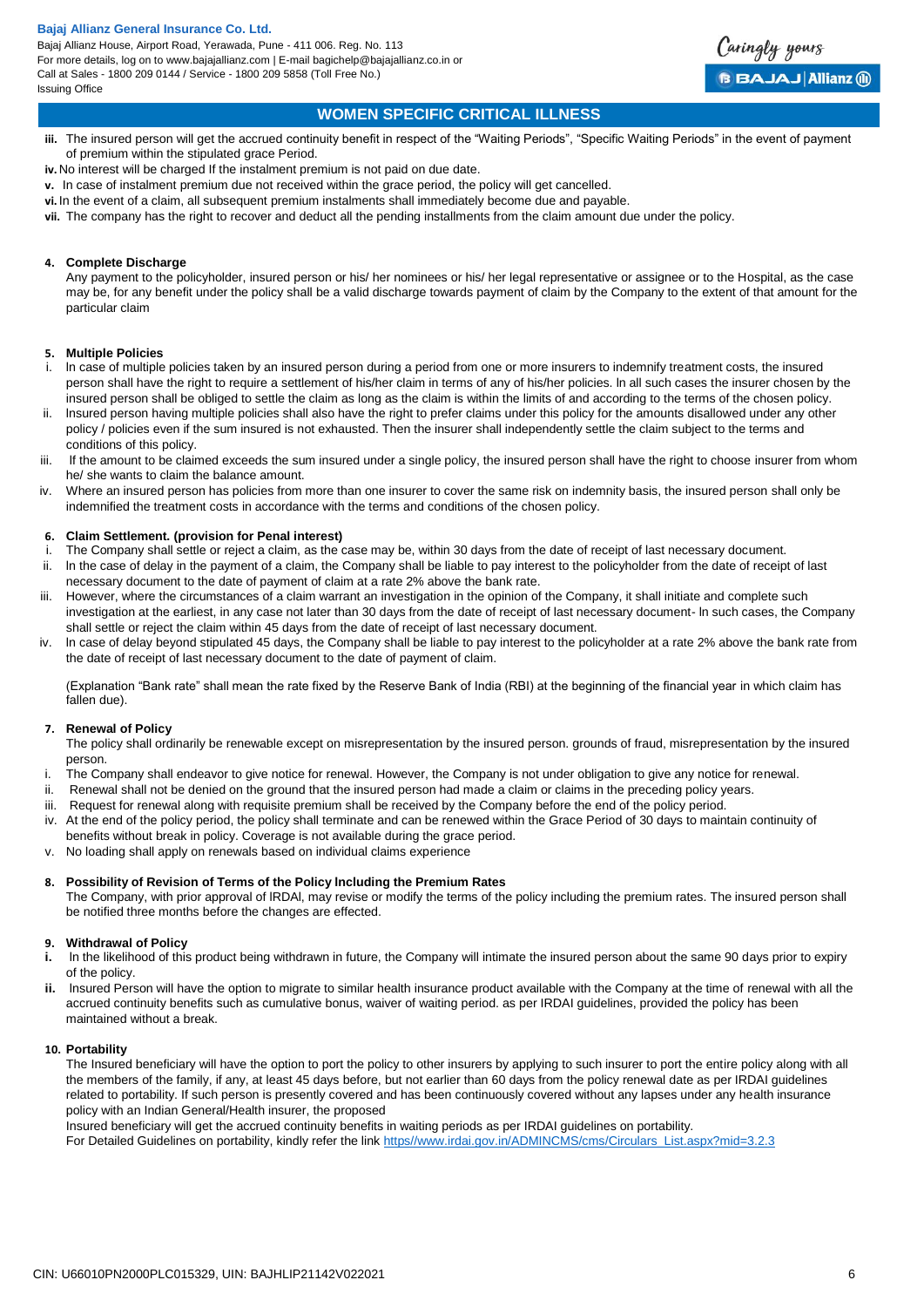## WOMEN SPECIFIC CRITICAL ILLNESS

**iii.** The insured person will get the accrued continuity benefit in respect of the "Waiting Periods", "Specific Waiting Periods" in the event of payment of premium within the stipulated grace Period.

**iv.** No interest will be charged If the instalment premium is not paid on due date.

**v.** In case of instalment premium due not received within the grace period, the policy will get cancelled.

**vi.** In the event of a claim, all subsequent premium instalments shall immediately become due and payable.

**vii.** The company has the right to recover and deduct all the pending installments from the claim amount due under the policy.

**4. Complete Discharge**

Any payment to the policyholder, insured person or his/ her nominees or his/ her legal representative or assignee or to the Hospital, as the case may be, for any benefit under the policy shall be a valid discharge towards payment of claim by the Company to the extent of that amount for the particular claim

**5. Multiple Policies**

i. In case of multiple policies taken by an insured person during a period from one or more insurers to indemnify treatment costs, the insured person shall have the right to require a settlement of his/her claim in terms of any of his/her policies. In all such cases the insurer chosen by the insured person shall be obliged to settle the claim as long as the claim is within the limits of and according to the terms of the chosen policy.

ii. Insured person having multiple policies shall also have the right to prefer claims under this policy for the amounts disallowed under any other policy / policies even if the sum insured is not exhausted. Then the insurer shall independently settle the claim subject to the terms and conditions of this policy.

iii. If the amount to be claimed exceeds the sum insured under a single policy, the insured person shall have the right to choose insurer from whom he/ she wants to claim the balance amount.

iv. Where an insured person has policies from more than one insurer to cover the same risk on indemnity basis, the insured person shall only be indemnified the treatment costs in accordance with the terms and conditions of the chosen policy.

**6. Claim Settlement. (provision for Penal interest)**

i. The Company shall settle or reject a claim, as the case may be, within 30 days from the date of receipt of last necessary document.

ii. In the case of delay in the payment of a claim, the Company shall be liable to pay interest to the policyholder from the date of receipt of last necessary document to the date of payment of claim at a rate 2% above the bank rate.

iii. However, where the circumstances of a claim warrant an investigation in the opinion of the Company, it shall initiate and complete such investigation at the earliest, in any case not later than 30 days from the date of receipt of last necessary document- In such cases, the Company shall settle or reject the claim within 45 days from the date of receipt of last necessary document.

iv. In case of delay beyond stipulated 45 days, the Company shall be liable to pay interest to the policyholder at a rate 2% above the bank rate from the date of receipt of last necessary document to the date of payment of claim.

(Explanation "Bank rate" shall mean the rate fixed by the Reserve Bank of India (RBI) at the beginning of the financial year in which claim has fallen due).

**7. Renewal of Policy**

The policy shall ordinarily be renewable except on misrepresentation by the insured person. grounds of fraud, misrepresentation by the insured person.

i. The Company shall endeavor to give notice for renewal. However, the Company is not under obligation to give any notice for renewal.

ii. Renewal shall not be denied on the ground that the insured person had made a claim or claims in the preceding policy years.

iii. Request for renewal along with requisite premium shall be received by the Company before the end of the policy period.

iv. At the end of the policy period, the policy shall terminate and can be renewed within the Grace Period of 30 days to maintain continuity of benefits without break in policy. Coverage is not available during the grace period.

v. No loading shall apply on renewals based on individual claims experience

**8. Possibility of Revision of Terms of the Policy Including the Premium Rates**

The Company, with prior approval of IRDAI, may revise or modify the terms of the policy including the premium rates. The insured person shall be notified three months before the changes are effected.

**9. Withdrawal of Policy**

**i.** In the likelihood of this product being withdrawn in future, the Company will intimate the insured person about the same 90 days prior to expiry of the policy.

**ii.** Insured Person will have the option to migrate to similar health insurance product available with the Company at the time of renewal with all the accrued continuity benefits such as cumulative bonus, waiver of waiting period. as per IRDAI guidelines, provided the policy has been maintained without a break.

**10. Portability**

The Insured beneficiary will have the option to port the policy to other insurers by applying to such insurer to port the entire policy along with all the members of the family, if any, at least 45 days before, but not earlier than 60 days from the policy renewal date as per IRDAI guidelines related to portability. If such person is presently covered and has been continuously covered without any lapses under any health insurance policy with an Indian General/Health insurer, the proposed

Insured beneficiary will get the accrued continuity benefits in waiting periods as per IRDAI guidelines on portability.

For Detailed Guidelines on portability, kindly refer the link https//www.irdai.gov.in/ADMINCMS/cms/Circulars_List.aspx?mid=3.2.3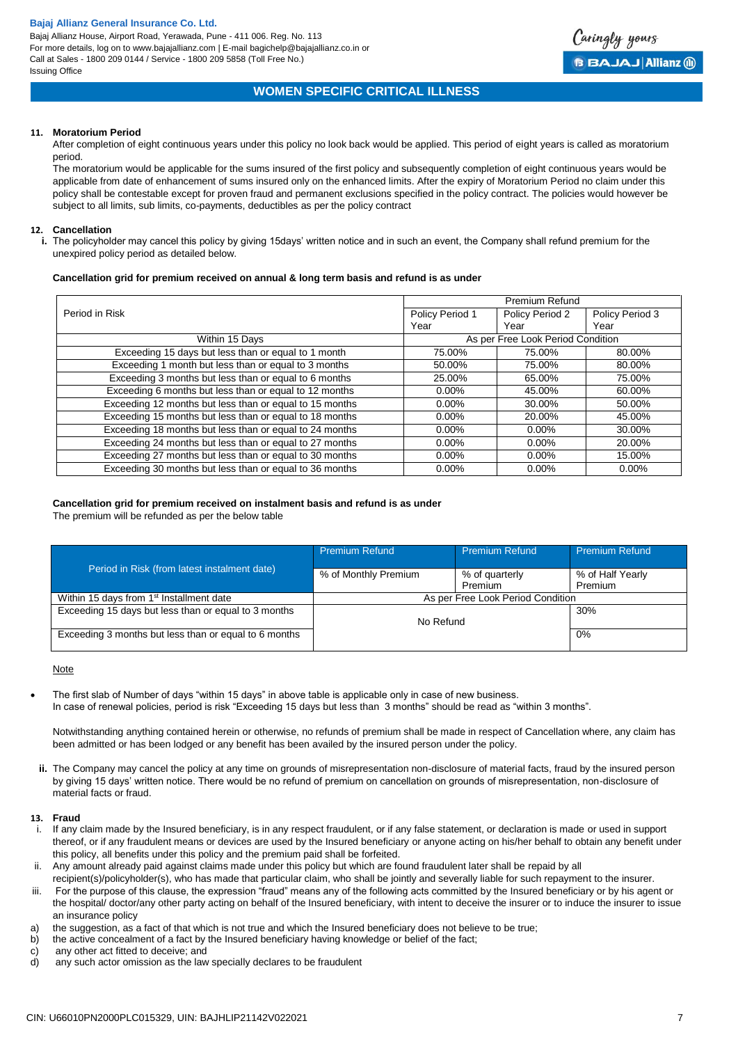# WOMEN SPECIFIC CRITICAL ILLNESS

**11. Moratorium Period**

After completion of eight continuous years under this policy no look back would be applied. This period of eight years is called as moratorium period.

The moratorium would be applicable for the sums insured of the first policy and subsequently completion of eight continuous years would be applicable from date of enhancement of sums insured only on the enhanced limits. After the expiry of Moratorium Period no claim under this policy shall be contestable except for proven fraud and permanent exclusions specified in the policy contract. The policies would however be subject to all limits, sub limits, co-payments, deductibles as per the policy contract

**12. Cancellation**

**i.** The policyholder may cancel this policy by giving 15days' written notice and in such an event, the Company shall refund premium for the unexpired policy period as detailed below.

**Cancellation grid for premium received on annual & long term basis and refund is as under**

| Period in Risk | Premium Refund | | |
|---|---|---|---|
| | Policy Period 1 Year | Policy Period 2 Year | Policy Period 3 Year |
| Within 15 Days | As per Free Look Period Condition | | |
| Exceeding 15 days but less than or equal to 1 month | 75.00% | 75.00% | 80.00% |
| Exceeding 1 month but less than or equal to 3 months | 50.00% | 75.00% | 80.00% |
| Exceeding 3 months but less than or equal to 6 months | 25.00% | 65.00% | 75.00% |
| Exceeding 6 months but less than or equal to 12 months | 0.00% | 45.00% | 60.00% |
| Exceeding 12 months but less than or equal to 15 months | 0.00% | 30.00% | 50.00% |
| Exceeding 15 months but less than or equal to 18 months | 0.00% | 20.00% | 45.00% |
| Exceeding 18 months but less than or equal to 24 months | 0.00% | 0.00% | 30.00% |
| Exceeding 24 months but less than or equal to 27 months | 0.00% | 0.00% | 20.00% |
| Exceeding 27 months but less than or equal to 30 months | 0.00% | 0.00% | 15.00% |
| Exceeding 30 months but less than or equal to 36 months | 0.00% | 0.00% | 0.00% |

**Cancellation grid for premium received on instalment basis and refund is as under**

The premium will be refunded as per the below table

| Period in Risk (from latest instalment date) | Premium Refund | Premium Refund | Premium Refund |
|---|---|---|---|
| | % of Monthly Premium | % of quarterly Premium | % of Half Yearly Premium |
| Within 15 days from 1st Installment date | As per Free Look Period Condition | | |
| Exceeding 15 days but less than or equal to 3 months | No Refund | | 30% |
| Exceeding 3 months but less than or equal to 6 months | | | 0% |

Note

- The first slab of Number of days "within 15 days" in above table is applicable only in case of new business.
  In case of renewal policies, period is risk "Exceeding 15 days but less than 3 months" should be read as "within 3 months".

  Notwithstanding anything contained herein or otherwise, no refunds of premium shall be made in respect of Cancellation where, any claim has been admitted or has been lodged or any benefit has been availed by the insured person under the policy.

**ii.** The Company may cancel the policy at any time on grounds of misrepresentation non-disclosure of material facts, fraud by the insured person by giving 15 days' written notice. There would be no refund of premium on cancellation on grounds of misrepresentation, non-disclosure of material facts or fraud.

**13. Fraud**

i. If any claim made by the Insured beneficiary, is in any respect fraudulent, or if any false statement, or declaration is made or used in support thereof, or if any fraudulent means or devices are used by the Insured beneficiary or anyone acting on his/her behalf to obtain any benefit under this policy, all benefits under this policy and the premium paid shall be forfeited.

ii. Any amount already paid against claims made under this policy but which are found fraudulent later shall be repaid by all recipient(s)/policyholder(s), who has made that particular claim, who shall be jointly and severally liable for such repayment to the insurer.

iii. For the purpose of this clause, the expression "fraud" means any of the following acts committed by the Insured beneficiary or by his agent or the hospital/ doctor/any other party acting on behalf of the Insured beneficiary, with intent to deceive the insurer or to induce the insurer to issue an insurance policy

a) the suggestion, as a fact of that which is not true and which the Insured beneficiary does not believe to be true;
b) the active concealment of a fact by the Insured beneficiary having knowledge or belief of the fact;
c) any other act fitted to deceive; and
d) any such actor omission as the law specially declares to be fraudulent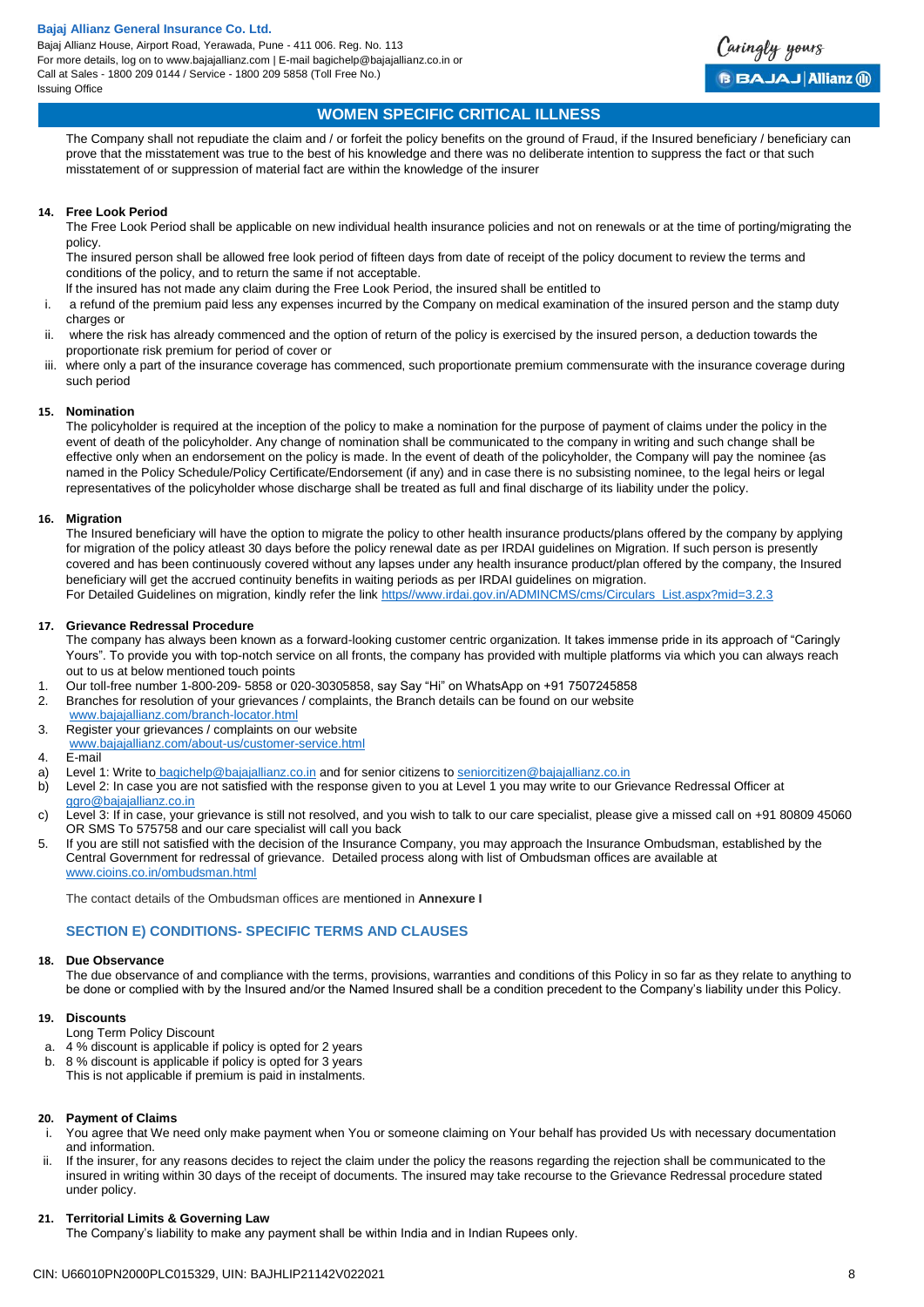The Company shall not repudiate the claim and / or forfeit the policy benefits on the ground of Fraud, if the Insured beneficiary / beneficiary can prove that the misstatement was true to the best of his knowledge and there was no deliberate intention to suppress the fact or that such misstatement of or suppression of material fact are within the knowledge of the insurer

**14. Free Look Period**

The Free Look Period shall be applicable on new individual health insurance policies and not on renewals or at the time of porting/migrating the policy.

The insured person shall be allowed free look period of fifteen days from date of receipt of the policy document to review the terms and conditions of the policy, and to return the same if not acceptable.

If the insured has not made any claim during the Free Look Period, the insured shall be entitled to

i. a refund of the premium paid less any expenses incurred by the Company on medical examination of the insured person and the stamp duty charges or
ii. where the risk has already commenced and the option of return of the policy is exercised by the insured person, a deduction towards the proportionate risk premium for period of cover or
iii. where only a part of the insurance coverage has commenced, such proportionate premium commensurate with the insurance coverage during such period

**15. Nomination**

The policyholder is required at the inception of the policy to make a nomination for the purpose of payment of claims under the policy in the event of death of the policyholder. Any change of nomination shall be communicated to the company in writing and such change shall be effective only when an endorsement on the policy is made. In the event of death of the policyholder, the Company will pay the nominee {as named in the Policy Schedule/Policy Certificate/Endorsement (if any) and in case there is no subsisting nominee, to the legal heirs or legal representatives of the policyholder whose discharge shall be treated as full and final discharge of its liability under the policy.

**16. Migration**

The Insured beneficiary will have the option to migrate the policy to other health insurance products/plans offered by the company by applying for migration of the policy atleast 30 days before the policy renewal date as per IRDAI guidelines on Migration. If such person is presently covered and has been continuously covered without any lapses under any health insurance product/plan offered by the company, the Insured beneficiary will get the accrued continuity benefits in waiting periods as per IRDAI guidelines on migration.

For Detailed Guidelines on migration, kindly refer the link https//www.irdai.gov.in/ADMINCMS/cms/Circulars_List.aspx?mid=3.2.3

**17. Grievance Redressal Procedure**

The company has always been known as a forward-looking customer centric organization. It takes immense pride in its approach of "Caringly Yours". To provide you with top-notch service on all fronts, the company has provided with multiple platforms via which you can always reach out to us at below mentioned touch points

1. Our toll-free number 1-800-209- 5858 or 020-30305858, say Say "Hi" on WhatsApp on +91 7507245858
2. Branches for resolution of your grievances / complaints, the Branch details can be found on our website www.bajajallianz.com/branch-locator.html
3. Register your grievances / complaints on our website www.bajajallianz.com/about-us/customer-service.html
4. E-mail

a) Level 1: Write to bagichelp@bajajallianz.co.in and for senior citizens to seniorcitizen@bajajallianz.co.in
b) Level 2: In case you are not satisfied with the response given to you at Level 1 you may write to our Grievance Redressal Officer at ggro@bajajallianz.co.in
c) Level 3: If in case, your grievance is still not resolved, and you wish to talk to our care specialist, please give a missed call on +91 80809 45060 OR SMS To 575758 and our care specialist will call you back

5. If you are still not satisfied with the decision of the Insurance Company, you may approach the Insurance Ombudsman, established by the Central Government for redressal of grievance. Detailed process along with list of Ombudsman offices are available at www.cioins.co.in/ombudsman.html

The contact details of the Ombudsman offices are mentioned in **Annexure I**

## SECTION E) CONDITIONS- SPECIFIC TERMS AND CLAUSES

**18. Due Observance**

The due observance of and compliance with the terms, provisions, warranties and conditions of this Policy in so far as they relate to anything to be done or complied with by the Insured and/or the Named Insured shall be a condition precedent to the Company's liability under this Policy.

**19. Discounts**

Long Term Policy Discount

a. 4 % discount is applicable if policy is opted for 2 years
b. 8 % discount is applicable if policy is opted for 3 years

This is not applicable if premium is paid in instalments.

**20. Payment of Claims**

i. You agree that We need only make payment when You or someone claiming on Your behalf has provided Us with necessary documentation and information.
ii. If the insurer, for any reasons decides to reject the claim under the policy the reasons regarding the rejection shall be communicated to the insured in writing within 30 days of the receipt of documents. The insured may take recourse to the Grievance Redressal procedure stated under policy.

**21. Territorial Limits & Governing Law**

The Company's liability to make any payment shall be within India and in Indian Rupees only.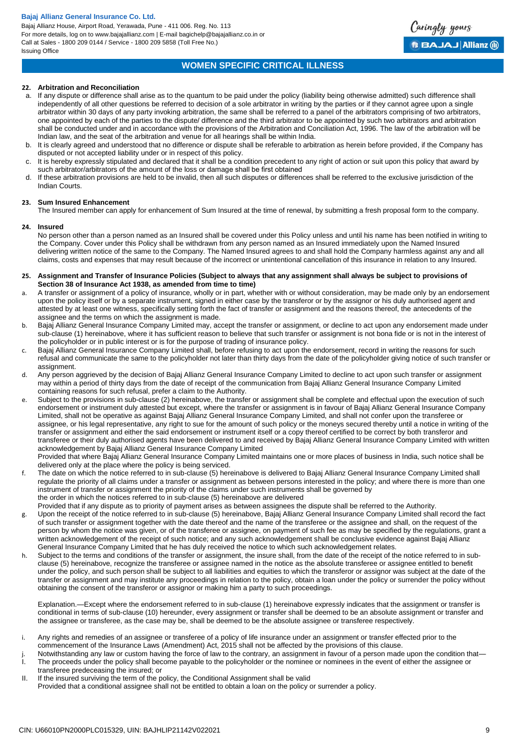## WOMEN SPECIFIC CRITICAL ILLNESS

**22. Arbitration and Reconciliation**

a. If any dispute or difference shall arise as to the quantum to be paid under the policy (liability being otherwise admitted) such difference shall independently of all other questions be referred to decision of a sole arbitrator in writing by the parties or if they cannot agree upon a single arbitrator within 30 days of any party invoking arbitration, the same shall be referred to a panel of the arbitrators comprising of two arbitrators, one appointed by each of the parties to the dispute/ difference and the third arbitrator to be appointed by such two arbitrators and arbitration shall be conducted under and in accordance with the provisions of the Arbitration and Conciliation Act, 1996. The law of the arbitration will be Indian law, and the seat of the arbitration and venue for all hearings shall be within India.

b. It is clearly agreed and understood that no difference or dispute shall be referable to arbitration as herein before provided, if the Company has disputed or not accepted liability under or in respect of this policy.

c. It is hereby expressly stipulated and declared that it shall be a condition precedent to any right of action or suit upon this policy that award by such arbitrator/arbitrators of the amount of the loss or damage shall be first obtained

d. If these arbitration provisions are held to be invalid, then all such disputes or differences shall be referred to the exclusive jurisdiction of the Indian Courts.

**23. Sum Insured Enhancement**

The Insured member can apply for enhancement of Sum Insured at the time of renewal, by submitting a fresh proposal form to the company.

**24. Insured**

No person other than a person named as an Insured shall be covered under this Policy unless and until his name has been notified in writing to the Company. Cover under this Policy shall be withdrawn from any person named as an Insured immediately upon the Named Insured delivering written notice of the same to the Company. The Named Insured agrees to and shall hold the Company harmless against any and all claims, costs and expenses that may result because of the incorrect or unintentional cancellation of this insurance in relation to any Insured.

**25. Assignment and Transfer of Insurance Policies (Subject to always that any assignment shall always be subject to provisions of Section 38 of Insurance Act 1938, as amended from time to time)**

a. A transfer or assignment of a policy of insurance, wholly or in part, whether with or without consideration, may be made only by an endorsement upon the policy itself or by a separate instrument, signed in either case by the transferor or by the assignor or his duly authorised agent and attested by at least one witness, specifically setting forth the fact of transfer or assignment and the reasons thereof, the antecedents of the assignee and the terms on which the assignment is made.

b. Bajaj Allianz General Insurance Company Limited may, accept the transfer or assignment, or decline to act upon any endorsement made under sub-clause (1) hereinabove, where it has sufficient reason to believe that such transfer or assignment is not bona fide or is not in the interest of the policyholder or in public interest or is for the purpose of trading of insurance policy.

c. Bajaj Allianz General Insurance Company Limited shall, before refusing to act upon the endorsement, record in writing the reasons for such refusal and communicate the same to the policyholder not later than thirty days from the date of the policyholder giving notice of such transfer or assignment.

d. Any person aggrieved by the decision of Bajaj Allianz General Insurance Company Limited to decline to act upon such transfer or assignment may within a period of thirty days from the date of receipt of the communication from Bajaj Allianz General Insurance Company Limited containing reasons for such refusal, prefer a claim to the Authority.

e. Subject to the provisions in sub-clause (2) hereinabove, the transfer or assignment shall be complete and effectual upon the execution of such endorsement or instrument duly attested but except, where the transfer or assignment is in favour of Bajaj Allianz General Insurance Company Limited, shall not be operative as against Bajaj Allianz General Insurance Company Limited, and shall not confer upon the transferee or assignee, or his legal representative, any right to sue for the amount of such policy or the moneys secured thereby until a notice in writing of the transfer or assignment and either the said endorsement or instrument itself or a copy thereof certified to be correct by both transferor and transferee or their duly authorised agents have been delivered to and received by Bajaj Allianz General Insurance Company Limited with written acknowledgement by Bajaj Allianz General Insurance Company Limited

Provided that where Bajaj Allianz General Insurance Company Limited maintains one or more places of business in India, such notice shall be delivered only at the place where the policy is being serviced.

f. The date on which the notice referred to in sub-clause (5) hereinabove is delivered to Bajaj Allianz General Insurance Company Limited shall regulate the priority of all claims under a transfer or assignment as between persons interested in the policy; and where there is more than one instrument of transfer or assignment the priority of the claims under such instruments shall be governed by the order in which the notices referred to in sub-clause (5) hereinabove are delivered

Provided that if any dispute as to priority of payment arises as between assignees the dispute shall be referred to the Authority.

g. Upon the receipt of the notice referred to in sub-clause (5) hereinabove, Bajaj Allianz General Insurance Company Limited shall record the fact of such transfer or assignment together with the date thereof and the name of the transferee or the assignee and shall, on the request of the person by whom the notice was given, or of the transferee or assignee, on payment of such fee as may be specified by the regulations, grant a written acknowledgement of the receipt of such notice; and any such acknowledgement shall be conclusive evidence against Bajaj Allianz General Insurance Company Limited that he has duly received the notice to which such acknowledgement relates.

h. Subject to the terms and conditions of the transfer or assignment, the insure shall, from the date of the receipt of the notice referred to in sub-clause (5) hereinabove, recognize the transferee or assignee named in the notice as the absolute transferee or assignee entitled to benefit under the policy, and such person shall be subject to all liabilities and equities to which the transferor or assignor was subject at the date of the transfer or assignment and may institute any proceedings in relation to the policy, obtain a loan under the policy or surrender the policy without obtaining the consent of the transferor or assignor or making him a party to such proceedings.

Explanation.—Except where the endorsement referred to in sub-clause (1) hereinabove expressly indicates that the assignment or transfer is conditional in terms of sub-clause (10) hereunder, every assignment or transfer shall be deemed to be an absolute assignment or transfer and the assignee or transferee, as the case may be, shall be deemed to be the absolute assignee or transferee respectively.

i. Any rights and remedies of an assignee or transferee of a policy of life insurance under an assignment or transfer effected prior to the commencement of the Insurance Laws (Amendment) Act, 2015 shall not be affected by the provisions of this clause.

j. Notwithstanding any law or custom having the force of law to the contrary, an assignment in favour of a person made upon the condition that—

I. The proceeds under the policy shall become payable to the policyholder or the nominee or nominees in the event of either the assignee or transferee predeceasing the insured; or

II. If the insured surviving the term of the policy, the Conditional Assignment shall be valid

Provided that a conditional assignee shall not be entitled to obtain a loan on the policy or surrender a policy.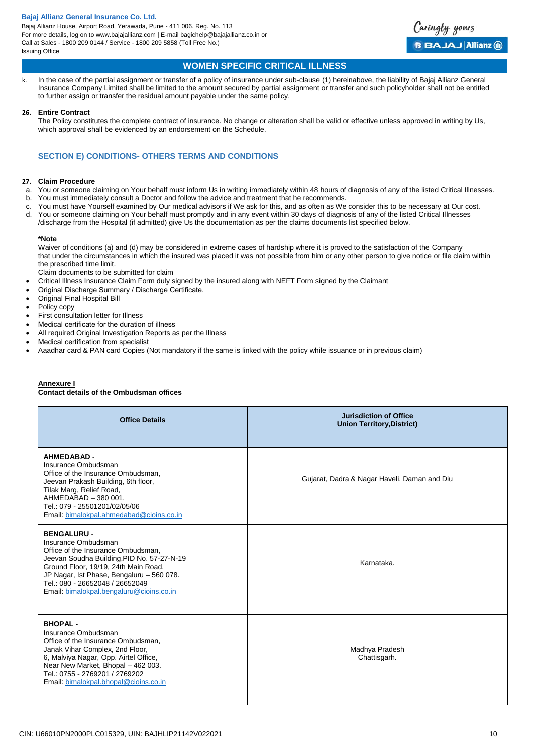## WOMEN SPECIFIC CRITICAL ILLNESS

k. In the case of the partial assignment or transfer of a policy of insurance under sub-clause (1) hereinabove, the liability of Bajaj Allianz General Insurance Company Limited shall be limited to the amount secured by partial assignment or transfer and such policyholder shall not be entitled to further assign or transfer the residual amount payable under the same policy.

**26. Entire Contract**

The Policy constitutes the complete contract of insurance. No change or alteration shall be valid or effective unless approved in writing by Us, which approval shall be evidenced by an endorsement on the Schedule.

### SECTION E) CONDITIONS- OTHERS TERMS AND CONDITIONS

**27. Claim Procedure**

a. You or someone claiming on Your behalf must inform Us in writing immediately within 48 hours of diagnosis of any of the listed Critical Illnesses.
b. You must immediately consult a Doctor and follow the advice and treatment that he recommends.
c. You must have Yourself examined by Our medical advisors if We ask for this, and as often as We consider this to be necessary at Our cost.
d. You or someone claiming on Your behalf must promptly and in any event within 30 days of diagnosis of any of the listed Critical Illnesses /discharge from the Hospital (if admitted) give Us the documentation as per the claims documents list specified below.

**\*Note**

Waiver of conditions (a) and (d) may be considered in extreme cases of hardship where it is proved to the satisfaction of the Company that under the circumstances in which the insured was placed it was not possible from him or any other person to give notice or file claim within the prescribed time limit.

Claim documents to be submitted for claim

- Critical Illness Insurance Claim Form duly signed by the insured along with NEFT Form signed by the Claimant
- Original Discharge Summary / Discharge Certificate.
- Original Final Hospital Bill
- Policy copy
- First consultation letter for Illness
- Medical certificate for the duration of illness
- All required Original Investigation Reports as per the Illness
- Medical certification from specialist
- Aaadhar card & PAN card Copies (Not mandatory if the same is linked with the policy while issuance or in previous claim)

**Annexure I**

**Contact details of the Ombudsman offices**

| Office Details | Jurisdiction of Office Union Territory,District) |
|---|---|
| **AHMEDABAD** - Insurance Ombudsman Office of the Insurance Ombudsman, Jeevan Prakash Building, 6th floor, Tilak Marg, Relief Road, AHMEDABAD – 380 001. Tel.: 079 - 25501201/02/05/06 Email: bimalokpal.ahmedabad@cioins.co.in | Gujarat, Dadra & Nagar Haveli, Daman and Diu |
| **BENGALURU** - Insurance Ombudsman Office of the Insurance Ombudsman, Jeevan Soudha Building,PID No. 57-27-N-19 Ground Floor, 19/19, 24th Main Road, JP Nagar, Ist Phase, Bengaluru – 560 078. Tel.: 080 - 26652048 / 26652049 Email: bimalokpal.bengaluru@cioins.co.in | Karnataka. |
| **BHOPAL** - Insurance Ombudsman Office of the Insurance Ombudsman, Janak Vihar Complex, 2nd Floor, 6, Malviya Nagar, Opp. Airtel Office, Near New Market, Bhopal – 462 003. Tel.: 0755 - 2769201 / 2769202 Email: bimalokpal.bhopal@cioins.co.in | Madhya Pradesh Chattisgarh. |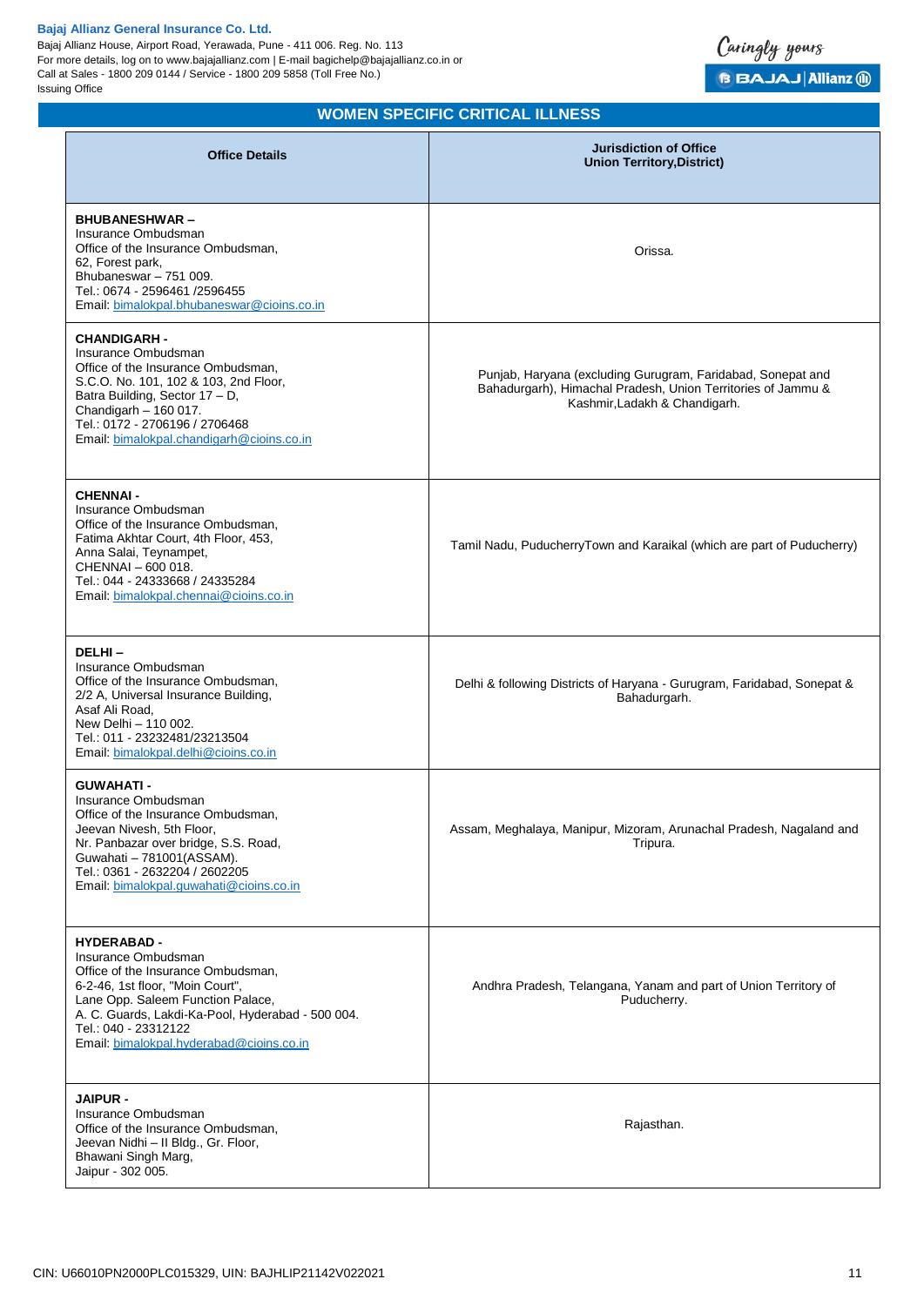## WOMEN SPECIFIC CRITICAL ILLNESS

| Office Details | Jurisdiction of Office Union Territory,District) |
|---|---|
| **BHUBANESHWAR –**<br>Insurance Ombudsman<br>Office of the Insurance Ombudsman,<br>62, Forest park,<br>Bhubaneswar – 751 009.<br>Tel.: 0674 - 2596461 /2596455<br>Email: bimalokpal.bhubaneswar@cioins.co.in | Orissa. |
| **CHANDIGARH -**<br>Insurance Ombudsman<br>Office of the Insurance Ombudsman,<br>S.C.O. No. 101, 102 & 103, 2nd Floor,<br>Batra Building, Sector 17 – D,<br>Chandigarh – 160 017.<br>Tel.: 0172 - 2706196 / 2706468<br>Email: bimalokpal.chandigarh@cioins.co.in | Punjab, Haryana (excluding Gurugram, Faridabad, Sonepat and Bahadurgarh), Himachal Pradesh, Union Territories of Jammu & Kashmir,Ladakh & Chandigarh. |
| **CHENNAI -**<br>Insurance Ombudsman<br>Office of the Insurance Ombudsman,<br>Fatima Akhtar Court, 4th Floor, 453,<br>Anna Salai, Teynampet,<br>CHENNAI – 600 018.<br>Tel.: 044 - 24333668 / 24335284<br>Email: bimalokpal.chennai@cioins.co.in | Tamil Nadu, PuducherryTown and Karaikal (which are part of Puducherry) |
| **DELHI –**<br>Insurance Ombudsman<br>Office of the Insurance Ombudsman,<br>2/2 A, Universal Insurance Building,<br>Asaf Ali Road,<br>New Delhi – 110 002.<br>Tel.: 011 - 23232481/23213504<br>Email: bimalokpal.delhi@cioins.co.in | Delhi & following Districts of Haryana - Gurugram, Faridabad, Sonepat & Bahadurgarh. |
| **GUWAHATI -**<br>Insurance Ombudsman<br>Office of the Insurance Ombudsman,<br>Jeevan Nivesh, 5th Floor,<br>Nr. Panbazar over bridge, S.S. Road,<br>Guwahati – 781001(ASSAM).<br>Tel.: 0361 - 2632204 / 2602205<br>Email: bimalokpal.guwahati@cioins.co.in | Assam, Meghalaya, Manipur, Mizoram, Arunachal Pradesh, Nagaland and Tripura. |
| **HYDERABAD -**<br>Insurance Ombudsman<br>Office of the Insurance Ombudsman,<br>6-2-46, 1st floor, "Moin Court",<br>Lane Opp. Saleem Function Palace,<br>A. C. Guards, Lakdi-Ka-Pool, Hyderabad - 500 004.<br>Tel.: 040 - 23312122<br>Email: bimalokpal.hyderabad@cioins.co.in | Andhra Pradesh, Telangana, Yanam and part of Union Territory of Puducherry. |
| **JAIPUR -**<br>Insurance Ombudsman<br>Office of the Insurance Ombudsman,<br>Jeevan Nidhi – II Bldg., Gr. Floor,<br>Bhawani Singh Marg,<br>Jaipur - 302 005. | Rajasthan. |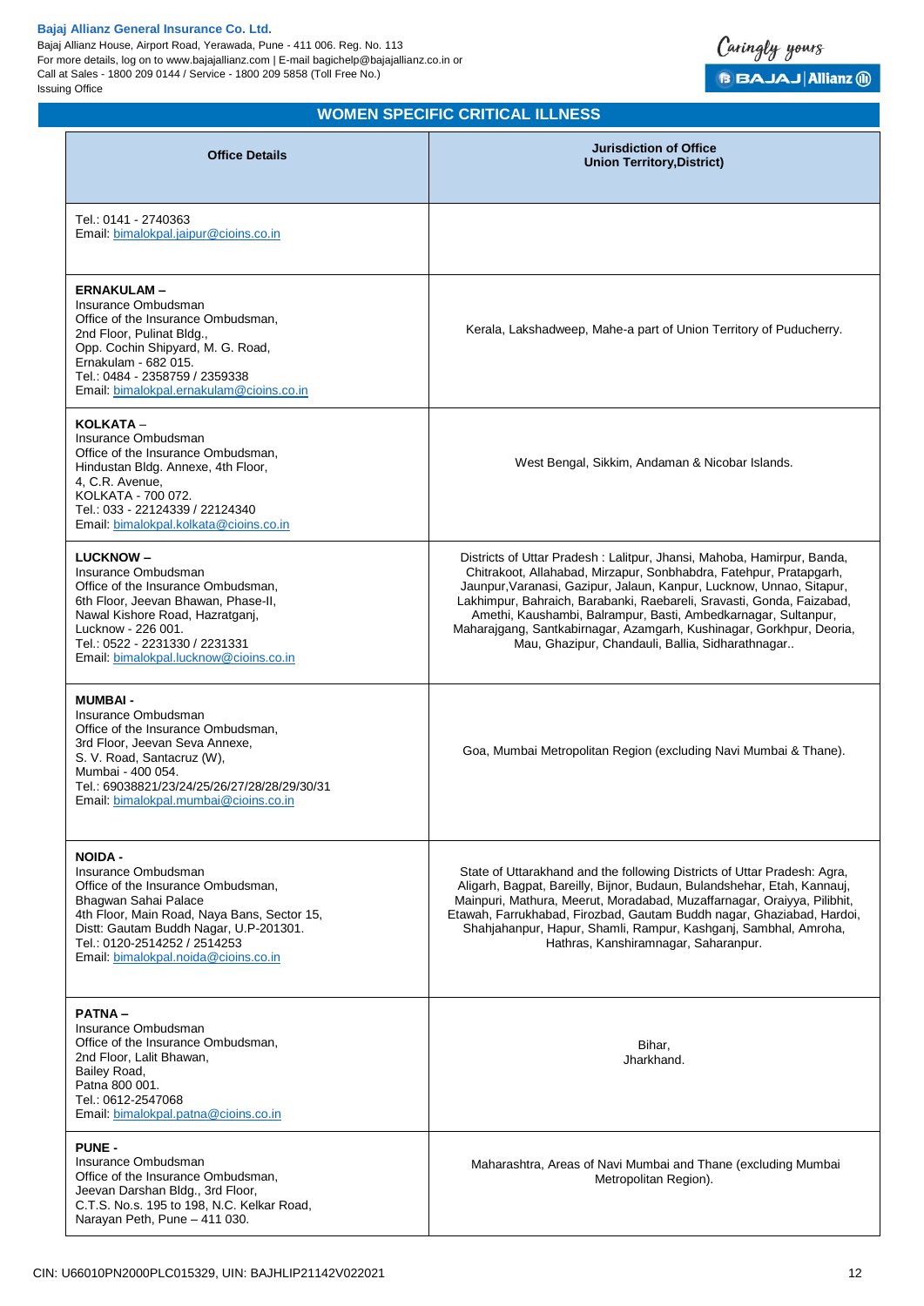## WOMEN SPECIFIC CRITICAL ILLNESS

| Office Details | Jurisdiction of Office Union Territory,District) |
|---|---|
| Tel.: 0141 - 2740363<br>Email: bimalokpal.jaipur@cioins.co.in | |
| **ERNAKULAM –**<br>Insurance Ombudsman<br>Office of the Insurance Ombudsman,<br>2nd Floor, Pulinat Bldg.,<br>Opp. Cochin Shipyard, M. G. Road,<br>Ernakulam - 682 015.<br>Tel.: 0484 - 2358759 / 2359338<br>Email: bimalokpal.ernakulam@cioins.co.in | Kerala, Lakshadweep, Mahe-a part of Union Territory of Puducherry. |
| **KOLKATA** –<br>Insurance Ombudsman<br>Office of the Insurance Ombudsman,<br>Hindustan Bldg. Annexe, 4th Floor,<br>4, C.R. Avenue,<br>KOLKATA - 700 072.<br>Tel.: 033 - 22124339 / 22124340<br>Email: bimalokpal.kolkata@cioins.co.in | West Bengal, Sikkim, Andaman & Nicobar Islands. |
| **LUCKNOW –**<br>Insurance Ombudsman<br>Office of the Insurance Ombudsman,<br>6th Floor, Jeevan Bhawan, Phase-II,<br>Nawal Kishore Road, Hazratganj,<br>Lucknow - 226 001.<br>Tel.: 0522 - 2231330 / 2231331<br>Email: bimalokpal.lucknow@cioins.co.in | Districts of Uttar Pradesh : Lalitpur, Jhansi, Mahoba, Hamirpur, Banda, Chitrakoot, Allahabad, Mirzapur, Sonbhabdra, Fatehpur, Pratapgarh, Jaunpur,Varanasi, Gazipur, Jalaun, Kanpur, Lucknow, Unnao, Sitapur, Lakhimpur, Bahraich, Barabanki, Raebareli, Sravasti, Gonda, Faizabad, Amethi, Kaushambi, Balrampur, Basti, Ambedkarnagar, Sultanpur, Maharajgang, Santkabirnagar, Azamgarh, Kushinagar, Gorkhpur, Deoria, Mau, Ghazipur, Chandauli, Ballia, Sidharathnagar.. |
| **MUMBAI -**<br>Insurance Ombudsman<br>Office of the Insurance Ombudsman,<br>3rd Floor, Jeevan Seva Annexe,<br>S. V. Road, Santacruz (W),<br>Mumbai - 400 054.<br>Tel.: 69038821/23/24/25/26/27/28/28/29/30/31<br>Email: bimalokpal.mumbai@cioins.co.in | Goa, Mumbai Metropolitan Region (excluding Navi Mumbai & Thane). |
| **NOIDA -**<br>Insurance Ombudsman<br>Office of the Insurance Ombudsman,<br>Bhagwan Sahai Palace<br>4th Floor, Main Road, Naya Bans, Sector 15,<br>Distt: Gautam Buddh Nagar, U.P-201301.<br>Tel.: 0120-2514252 / 2514253<br>Email: bimalokpal.noida@cioins.co.in | State of Uttarakhand and the following Districts of Uttar Pradesh: Agra, Aligarh, Bagpat, Bareilly, Bijnor, Budaun, Bulandshehar, Etah, Kannauj, Mainpuri, Mathura, Meerut, Moradabad, Muzaffarnagar, Oraiyya, Pilibhit, Etawah, Farrukhabad, Firozbad, Gautam Buddh nagar, Ghaziabad, Hardoi, Shahjahanpur, Hapur, Shamli, Rampur, Kashganj, Sambhal, Amroha, Hathras, Kanshiramnagar, Saharanpur. |
| **PATNA –**<br>Insurance Ombudsman<br>Office of the Insurance Ombudsman,<br>2nd Floor, Lalit Bhawan,<br>Bailey Road,<br>Patna 800 001.<br>Tel.: 0612-2547068<br>Email: bimalokpal.patna@cioins.co.in | Bihar,<br>Jharkhand. |
| **PUNE -**<br>Insurance Ombudsman<br>Office of the Insurance Ombudsman,<br>Jeevan Darshan Bldg., 3rd Floor,<br>C.T.S. No.s. 195 to 198, N.C. Kelkar Road,<br>Narayan Peth, Pune – 411 030. | Maharashtra, Areas of Navi Mumbai and Thane (excluding Mumbai Metropolitan Region). |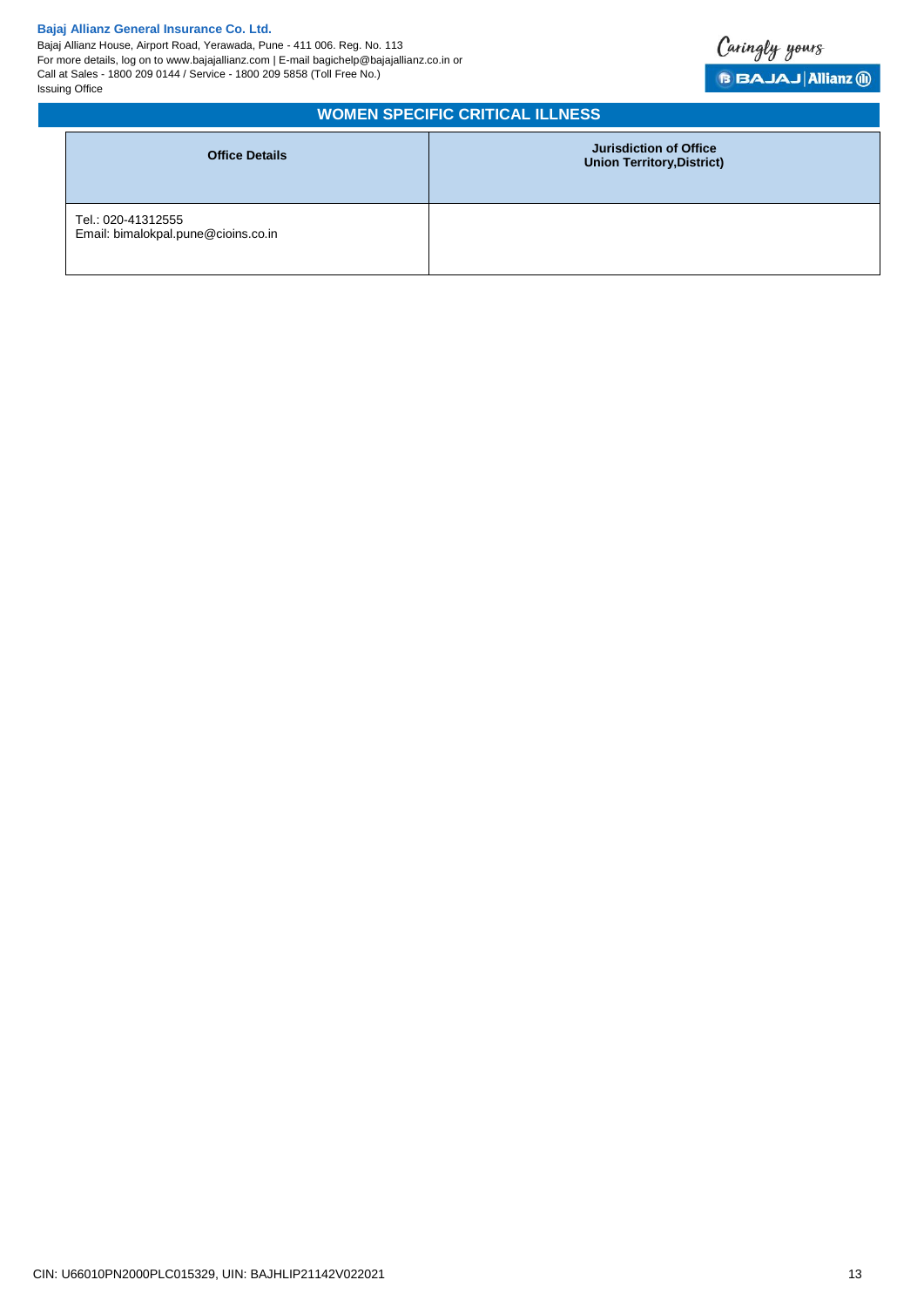## WOMEN SPECIFIC CRITICAL ILLNESS

| Office Details | Jurisdiction of Office Union Territory,District) |
|---|---|
| Tel.: 020-41312555<br>Email: bimalokpal.pune@cioins.co.in | |